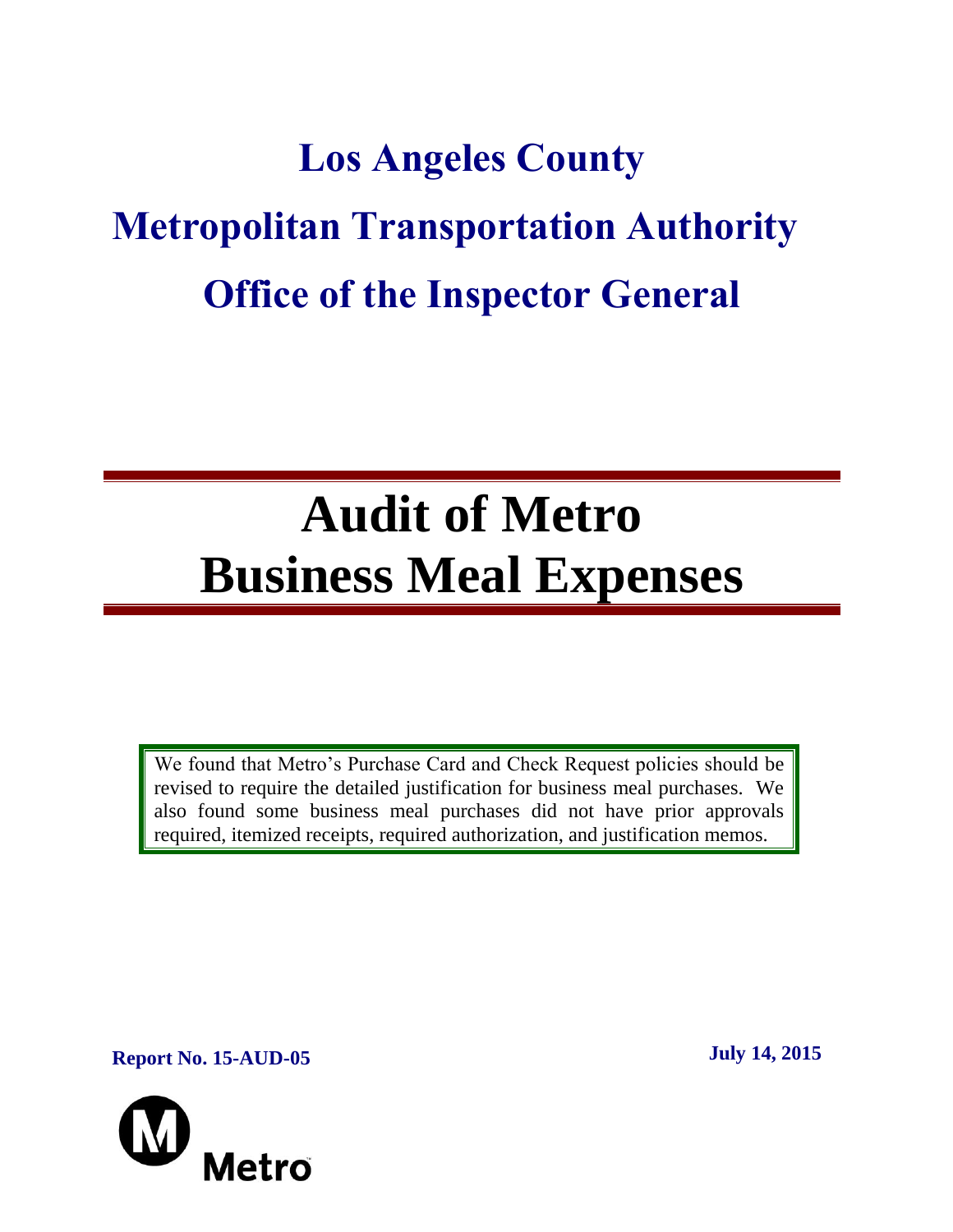# Los Angeles County

# Metropolitan Transportation Authority

# Office of the Inspector General

# Audit of Metro Business Meal Expenses

We found that Metro's Purchase Card and Check Request policies should be revised to require the detailed justification for business meal purchases. We also found some business meal purchases did not have prior approvals required, itemized receipts, required authorization, and justification memos.

**Report No. 15-AUD-05**

**July 14, 2015**

Metro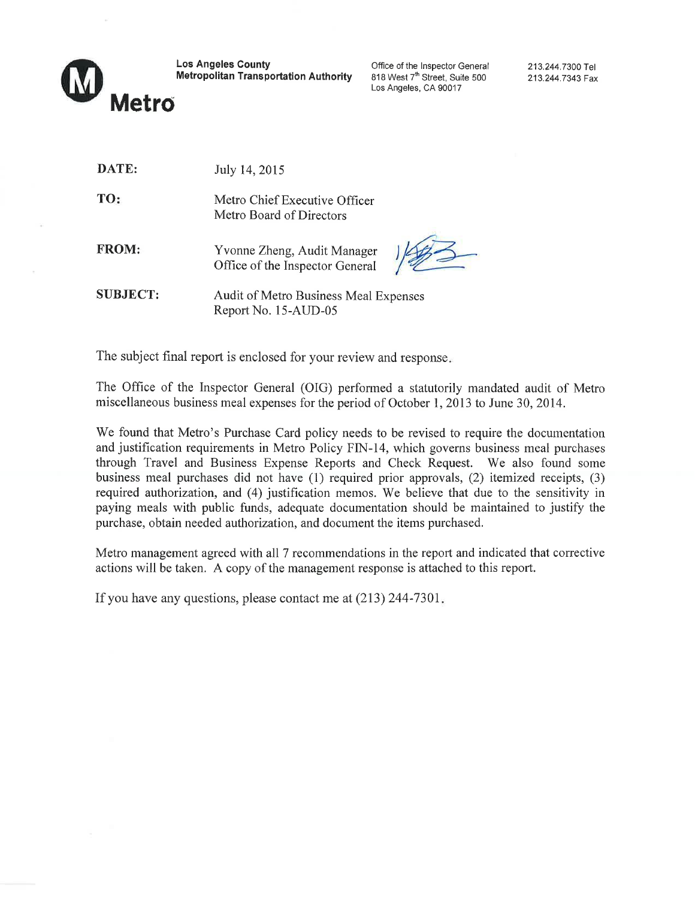**Los Angeles County**
**Metropolitan Transportation Authority**

Office of the Inspector General
818 West 7th Street, Suite 500
Los Angeles, CA 90017

213.244.7300 Tel
213.244.7343 Fax

Metro

| | |
|---|---|
| **DATE:** | July 14, 2015 |
| **TO:** | Metro Chief Executive Officer<br>Metro Board of Directors |
| **FROM:** | Yvonne Zheng, Audit Manager<br>Office of the Inspector General |
| **SUBJECT:** | Audit of Metro Business Meal Expenses<br>Report No. 15-AUD-05 |

The subject final report is enclosed for your review and response.

The Office of the Inspector General (OIG) performed a statutorily mandated audit of Metro miscellaneous business meal expenses for the period of October 1, 2013 to June 30, 2014.

We found that Metro's Purchase Card policy needs to be revised to require the documentation and justification requirements in Metro Policy FIN-14, which governs business meal purchases through Travel and Business Expense Reports and Check Request. We also found some business meal purchases did not have (1) required prior approvals, (2) itemized receipts, (3) required authorization, and (4) justification memos. We believe that due to the sensitivity in paying meals with public funds, adequate documentation should be maintained to justify the purchase, obtain needed authorization, and document the items purchased.

Metro management agreed with all 7 recommendations in the report and indicated that corrective actions will be taken. A copy of the management response is attached to this report.

If you have any questions, please contact me at (213) 244-7301.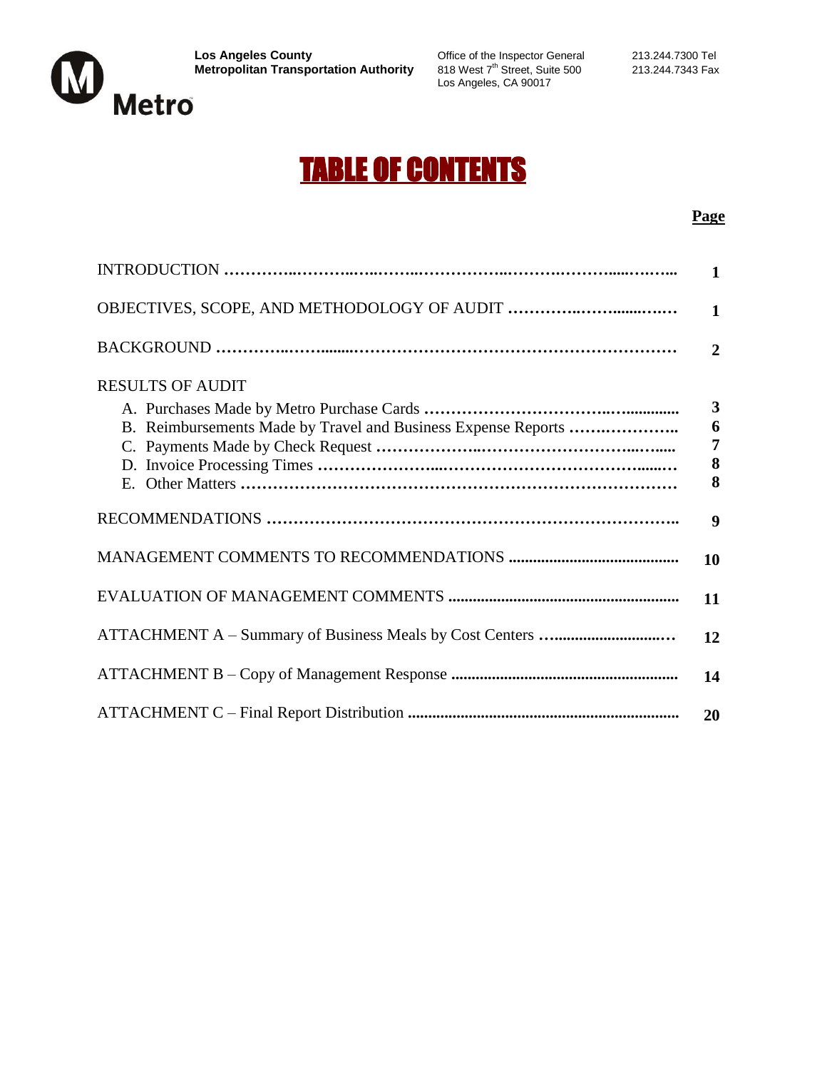Los Angeles County
Metropolitan Transportation Authority

Office of the Inspector General
818 West 7th Street, Suite 500
Los Angeles, CA 90017

213.244.7300 Tel
213.244.7343 Fax

# TABLE OF CONTENTS

| | Page |
|---|---|
| INTRODUCTION | 1 |
| OBJECTIVES, SCOPE, AND METHODOLOGY OF AUDIT | 1 |
| BACKGROUND | 2 |
| RESULTS OF AUDIT | |
| A. Purchases Made by Metro Purchase Cards | 3 |
| B. Reimbursements Made by Travel and Business Expense Reports | 6 |
| C. Payments Made by Check Request | 7 |
| D. Invoice Processing Times | 8 |
| E. Other Matters | 8 |
| RECOMMENDATIONS | 9 |
| MANAGEMENT COMMENTS TO RECOMMENDATIONS | 10 |
| EVALUATION OF MANAGEMENT COMMENTS | 11 |
| ATTACHMENT A – Summary of Business Meals by Cost Centers | 12 |
| ATTACHMENT B – Copy of Management Response | 14 |
| ATTACHMENT C – Final Report Distribution | 20 |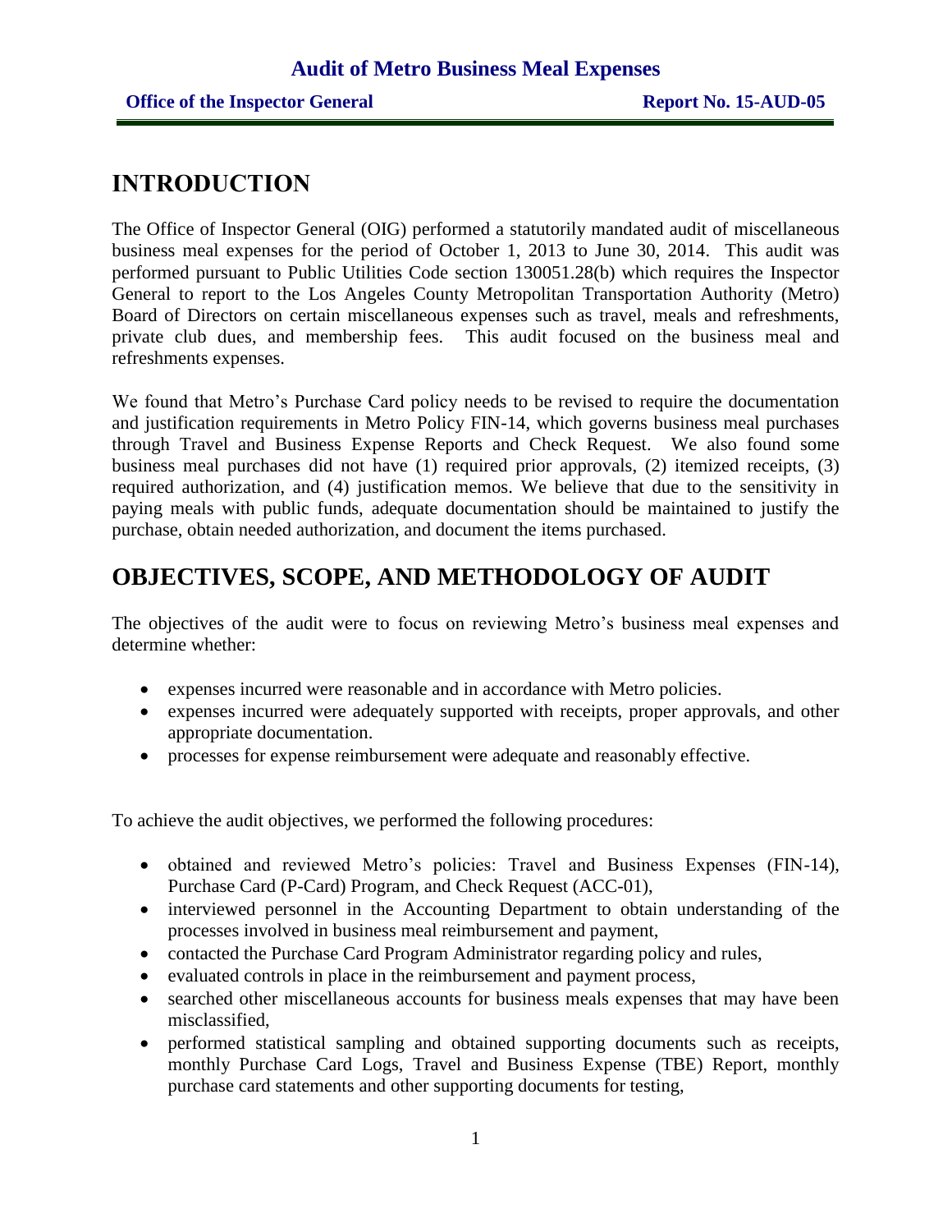## INTRODUCTION

The Office of Inspector General (OIG) performed a statutorily mandated audit of miscellaneous business meal expenses for the period of October 1, 2013 to June 30, 2014. This audit was performed pursuant to Public Utilities Code section 130051.28(b) which requires the Inspector General to report to the Los Angeles County Metropolitan Transportation Authority (Metro) Board of Directors on certain miscellaneous expenses such as travel, meals and refreshments, private club dues, and membership fees. This audit focused on the business meal and refreshments expenses.

We found that Metro's Purchase Card policy needs to be revised to require the documentation and justification requirements in Metro Policy FIN-14, which governs business meal purchases through Travel and Business Expense Reports and Check Request. We also found some business meal purchases did not have (1) required prior approvals, (2) itemized receipts, (3) required authorization, and (4) justification memos. We believe that due to the sensitivity in paying meals with public funds, adequate documentation should be maintained to justify the purchase, obtain needed authorization, and document the items purchased.

## OBJECTIVES, SCOPE, AND METHODOLOGY OF AUDIT

The objectives of the audit were to focus on reviewing Metro's business meal expenses and determine whether:

- expenses incurred were reasonable and in accordance with Metro policies.
- expenses incurred were adequately supported with receipts, proper approvals, and other appropriate documentation.
- processes for expense reimbursement were adequate and reasonably effective.

To achieve the audit objectives, we performed the following procedures:

- obtained and reviewed Metro's policies: Travel and Business Expenses (FIN-14), Purchase Card (P-Card) Program, and Check Request (ACC-01),
- interviewed personnel in the Accounting Department to obtain understanding of the processes involved in business meal reimbursement and payment,
- contacted the Purchase Card Program Administrator regarding policy and rules,
- evaluated controls in place in the reimbursement and payment process,
- searched other miscellaneous accounts for business meals expenses that may have been misclassified,
- performed statistical sampling and obtained supporting documents such as receipts, monthly Purchase Card Logs, Travel and Business Expense (TBE) Report, monthly purchase card statements and other supporting documents for testing,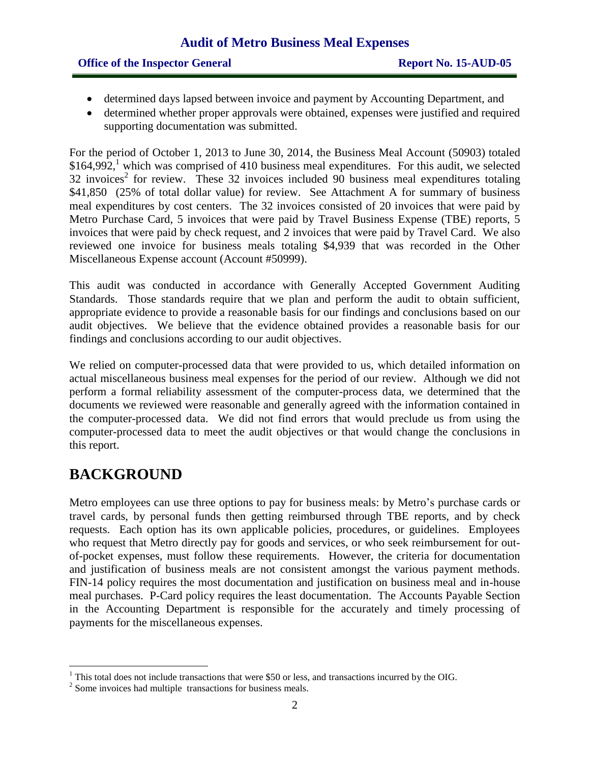- determined days lapsed between invoice and payment by Accounting Department, and
- determined whether proper approvals were obtained, expenses were justified and required supporting documentation was submitted.

For the period of October 1, 2013 to June 30, 2014, the Business Meal Account (50903) totaled $164,992,[1] which was comprised of 410 business meal expenditures. For this audit, we selected 32 invoices[2] for review. These 32 invoices included 90 business meal expenditures totaling $41,850 (25% of total dollar value) for review. See Attachment A for summary of business meal expenditures by cost centers. The 32 invoices consisted of 20 invoices that were paid by Metro Purchase Card, 5 invoices that were paid by Travel Business Expense (TBE) reports, 5 invoices that were paid by check request, and 2 invoices that were paid by Travel Card. We also reviewed one invoice for business meals totaling $4,939 that was recorded in the Other Miscellaneous Expense account (Account #50999).

This audit was conducted in accordance with Generally Accepted Government Auditing Standards. Those standards require that we plan and perform the audit to obtain sufficient, appropriate evidence to provide a reasonable basis for our findings and conclusions based on our audit objectives. We believe that the evidence obtained provides a reasonable basis for our findings and conclusions according to our audit objectives.

We relied on computer-processed data that were provided to us, which detailed information on actual miscellaneous business meal expenses for the period of our review. Although we did not perform a formal reliability assessment of the computer-process data, we determined that the documents we reviewed were reasonable and generally agreed with the information contained in the computer-processed data. We did not find errors that would preclude us from using the computer-processed data to meet the audit objectives or that would change the conclusions in this report.

# BACKGROUND

Metro employees can use three options to pay for business meals: by Metro's purchase cards or travel cards, by personal funds then getting reimbursed through TBE reports, and by check requests. Each option has its own applicable policies, procedures, or guidelines. Employees who request that Metro directly pay for goods and services, or who seek reimbursement for out-of-pocket expenses, must follow these requirements. However, the criteria for documentation and justification of business meals are not consistent amongst the various payment methods. FIN-14 policy requires the most documentation and justification on business meal and in-house meal purchases. P-Card policy requires the least documentation. The Accounts Payable Section in the Accounting Department is responsible for the accurately and timely processing of payments for the miscellaneous expenses.

[1] This total does not include transactions that were $50 or less, and transactions incurred by the OIG.

[2] Some invoices had multiple transactions for business meals.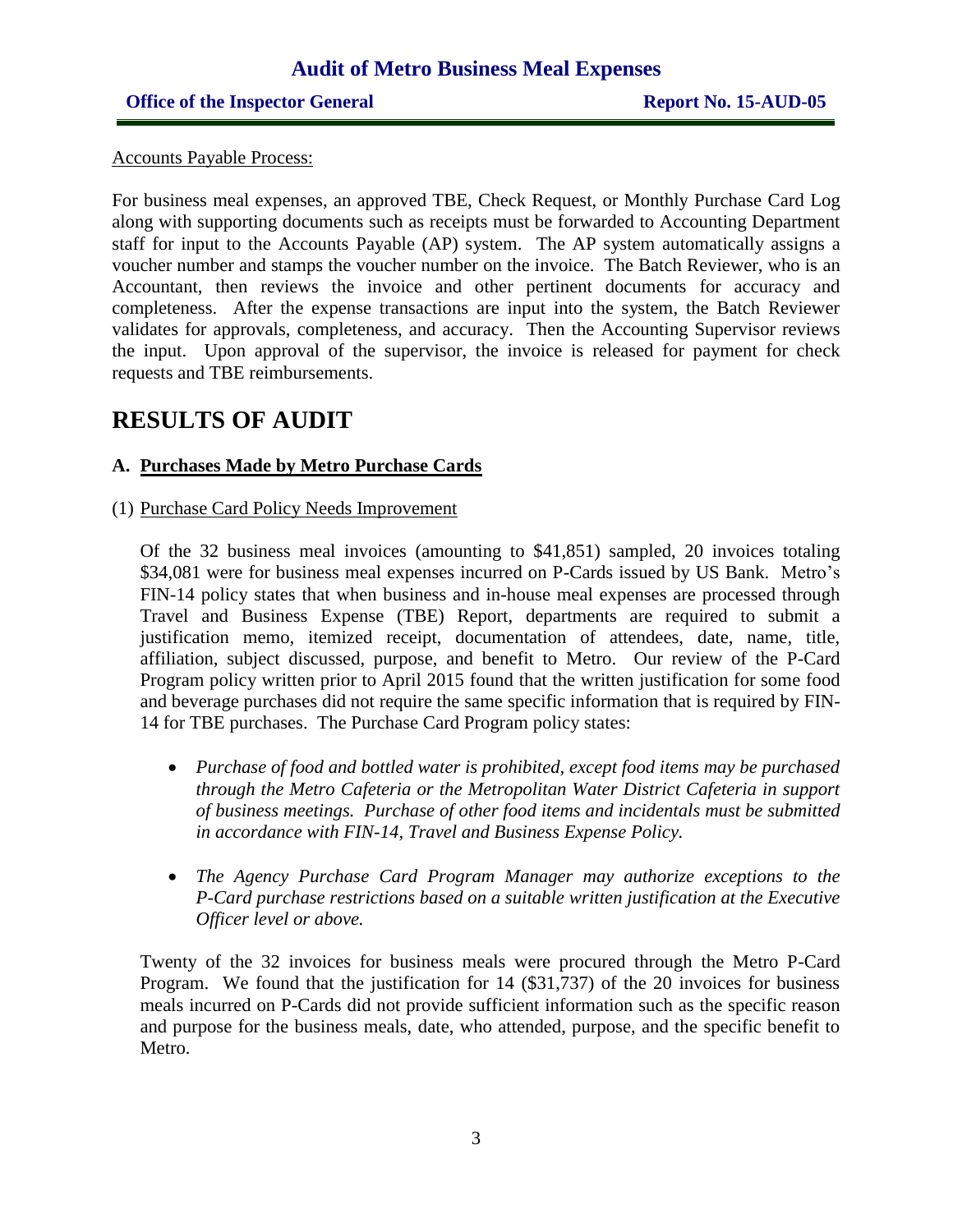Accounts Payable Process:

For business meal expenses, an approved TBE, Check Request, or Monthly Purchase Card Log along with supporting documents such as receipts must be forwarded to Accounting Department staff for input to the Accounts Payable (AP) system. The AP system automatically assigns a voucher number and stamps the voucher number on the invoice. The Batch Reviewer, who is an Accountant, then reviews the invoice and other pertinent documents for accuracy and completeness. After the expense transactions are input into the system, the Batch Reviewer validates for approvals, completeness, and accuracy. Then the Accounting Supervisor reviews the input. Upon approval of the supervisor, the invoice is released for payment for check requests and TBE reimbursements.

# RESULTS OF AUDIT

## A. Purchases Made by Metro Purchase Cards

### (1) Purchase Card Policy Needs Improvement

Of the 32 business meal invoices (amounting to $41,851) sampled, 20 invoices totaling $34,081 were for business meal expenses incurred on P-Cards issued by US Bank. Metro's FIN-14 policy states that when business and in-house meal expenses are processed through Travel and Business Expense (TBE) Report, departments are required to submit a justification memo, itemized receipt, documentation of attendees, date, name, title, affiliation, subject discussed, purpose, and benefit to Metro. Our review of the P-Card Program policy written prior to April 2015 found that the written justification for some food and beverage purchases did not require the same specific information that is required by FIN-14 for TBE purchases. The Purchase Card Program policy states:

- *Purchase of food and bottled water is prohibited, except food items may be purchased through the Metro Cafeteria or the Metropolitan Water District Cafeteria in support of business meetings. Purchase of other food items and incidentals must be submitted in accordance with FIN-14, Travel and Business Expense Policy.*
- *The Agency Purchase Card Program Manager may authorize exceptions to the P-Card purchase restrictions based on a suitable written justification at the Executive Officer level or above.*

Twenty of the 32 invoices for business meals were procured through the Metro P-Card Program. We found that the justification for 14 ($31,737) of the 20 invoices for business meals incurred on P-Cards did not provide sufficient information such as the specific reason and purpose for the business meals, date, who attended, purpose, and the specific benefit to Metro.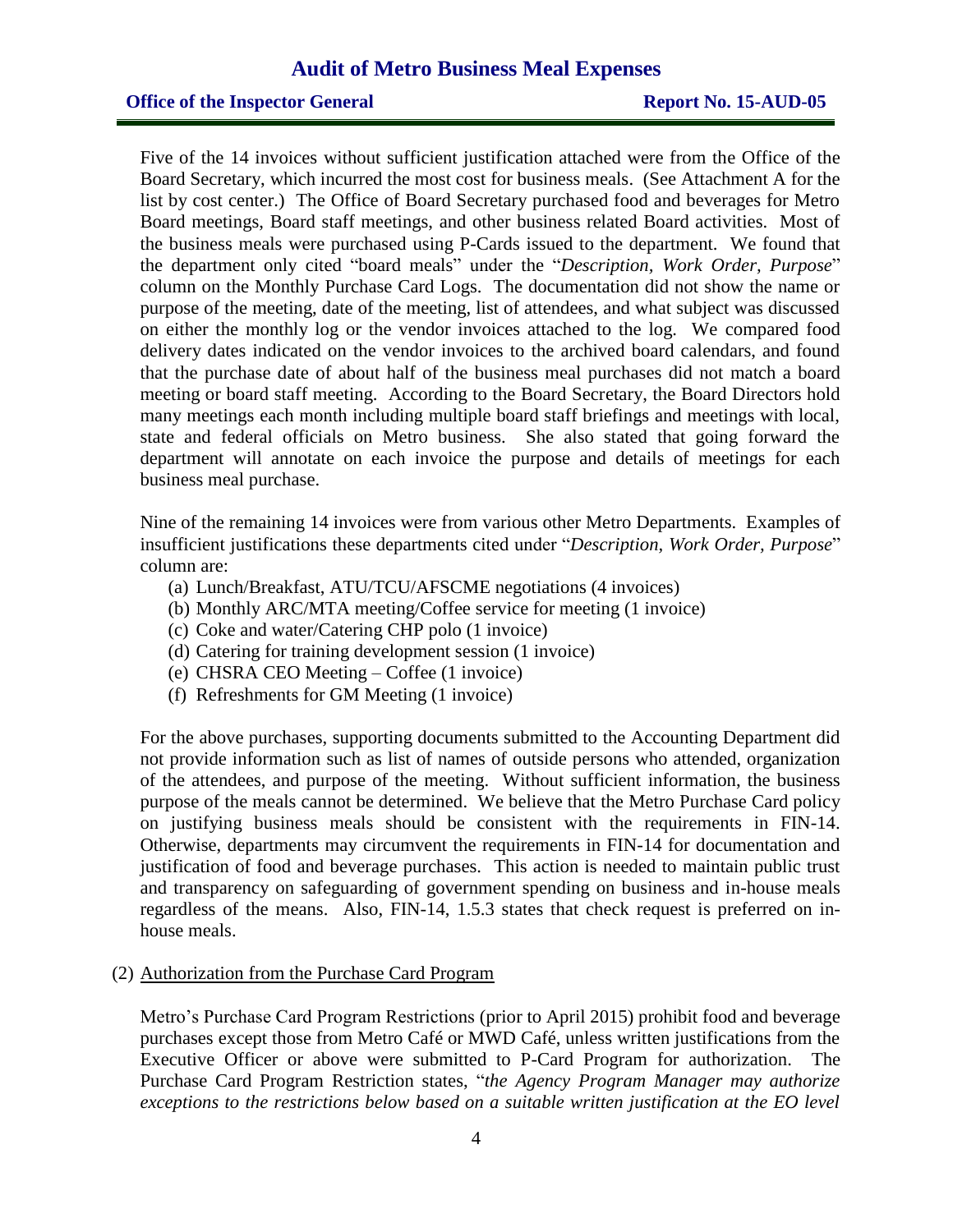Five of the 14 invoices without sufficient justification attached were from the Office of the Board Secretary, which incurred the most cost for business meals. (See Attachment A for the list by cost center.) The Office of Board Secretary purchased food and beverages for Metro Board meetings, Board staff meetings, and other business related Board activities. Most of the business meals were purchased using P-Cards issued to the department. We found that the department only cited "board meals" under the "*Description, Work Order, Purpose*" column on the Monthly Purchase Card Logs. The documentation did not show the name or purpose of the meeting, date of the meeting, list of attendees, and what subject was discussed on either the monthly log or the vendor invoices attached to the log. We compared food delivery dates indicated on the vendor invoices to the archived board calendars, and found that the purchase date of about half of the business meal purchases did not match a board meeting or board staff meeting. According to the Board Secretary, the Board Directors hold many meetings each month including multiple board staff briefings and meetings with local, state and federal officials on Metro business. She also stated that going forward the department will annotate on each invoice the purpose and details of meetings for each business meal purchase.

Nine of the remaining 14 invoices were from various other Metro Departments. Examples of insufficient justifications these departments cited under "*Description, Work Order, Purpose*" column are:

(a) Lunch/Breakfast, ATU/TCU/AFSCME negotiations (4 invoices)
(b) Monthly ARC/MTA meeting/Coffee service for meeting (1 invoice)
(c) Coke and water/Catering CHP polo (1 invoice)
(d) Catering for training development session (1 invoice)
(e) CHSRA CEO Meeting – Coffee (1 invoice)
(f) Refreshments for GM Meeting (1 invoice)

For the above purchases, supporting documents submitted to the Accounting Department did not provide information such as list of names of outside persons who attended, organization of the attendees, and purpose of the meeting. Without sufficient information, the business purpose of the meals cannot be determined. We believe that the Metro Purchase Card policy on justifying business meals should be consistent with the requirements in FIN-14. Otherwise, departments may circumvent the requirements in FIN-14 for documentation and justification of food and beverage purchases. This action is needed to maintain public trust and transparency on safeguarding of government spending on business and in-house meals regardless of the means. Also, FIN-14, 1.5.3 states that check request is preferred on in-house meals.

(2) <u>Authorization from the Purchase Card Program</u>

Metro's Purchase Card Program Restrictions (prior to April 2015) prohibit food and beverage purchases except those from Metro Café or MWD Café, unless written justifications from the Executive Officer or above were submitted to P-Card Program for authorization. The Purchase Card Program Restriction states, "*the Agency Program Manager may authorize exceptions to the restrictions below based on a suitable written justification at the EO level*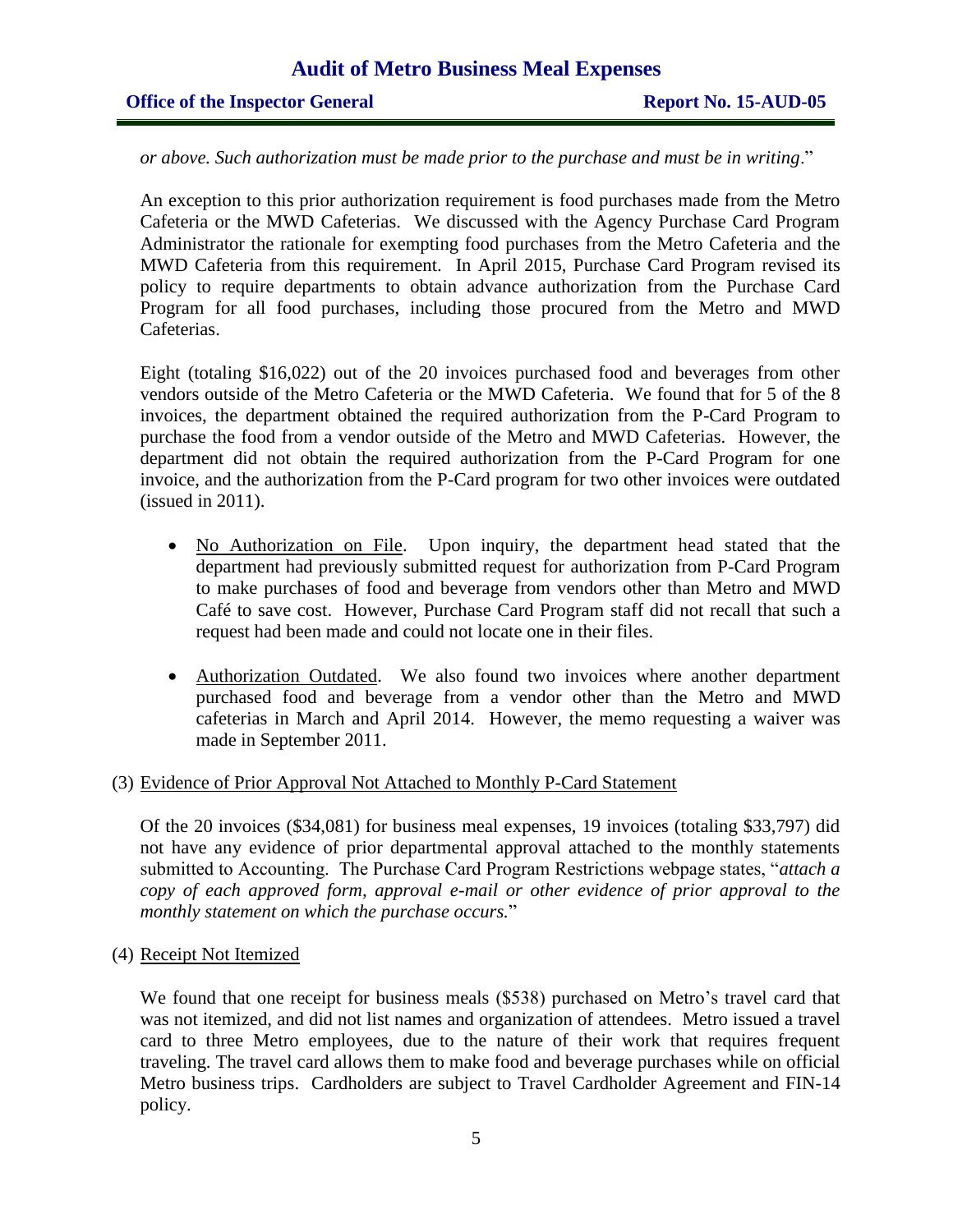*or above. Such authorization must be made prior to the purchase and must be in writing*."

An exception to this prior authorization requirement is food purchases made from the Metro Cafeteria or the MWD Cafeterias. We discussed with the Agency Purchase Card Program Administrator the rationale for exempting food purchases from the Metro Cafeteria and the MWD Cafeteria from this requirement. In April 2015, Purchase Card Program revised its policy to require departments to obtain advance authorization from the Purchase Card Program for all food purchases, including those procured from the Metro and MWD Cafeterias.

Eight (totaling $16,022) out of the 20 invoices purchased food and beverages from other vendors outside of the Metro Cafeteria or the MWD Cafeteria. We found that for 5 of the 8 invoices, the department obtained the required authorization from the P-Card Program to purchase the food from a vendor outside of the Metro and MWD Cafeterias. However, the department did not obtain the required authorization from the P-Card Program for one invoice, and the authorization from the P-Card program for two other invoices were outdated (issued in 2011).

- No Authorization on File. Upon inquiry, the department head stated that the department had previously submitted request for authorization from P-Card Program to make purchases of food and beverage from vendors other than Metro and MWD Café to save cost. However, Purchase Card Program staff did not recall that such a request had been made and could not locate one in their files.

- Authorization Outdated. We also found two invoices where another department purchased food and beverage from a vendor other than the Metro and MWD cafeterias in March and April 2014. However, the memo requesting a waiver was made in September 2011.

(3) Evidence of Prior Approval Not Attached to Monthly P-Card Statement

Of the 20 invoices ($34,081) for business meal expenses, 19 invoices (totaling $33,797) did not have any evidence of prior departmental approval attached to the monthly statements submitted to Accounting. The Purchase Card Program Restrictions webpage states, "*attach a copy of each approved form, approval e-mail or other evidence of prior approval to the monthly statement on which the purchase occurs.*"

(4) Receipt Not Itemized

We found that one receipt for business meals ($538) purchased on Metro's travel card that was not itemized, and did not list names and organization of attendees. Metro issued a travel card to three Metro employees, due to the nature of their work that requires frequent traveling. The travel card allows them to make food and beverage purchases while on official Metro business trips. Cardholders are subject to Travel Cardholder Agreement and FIN-14 policy.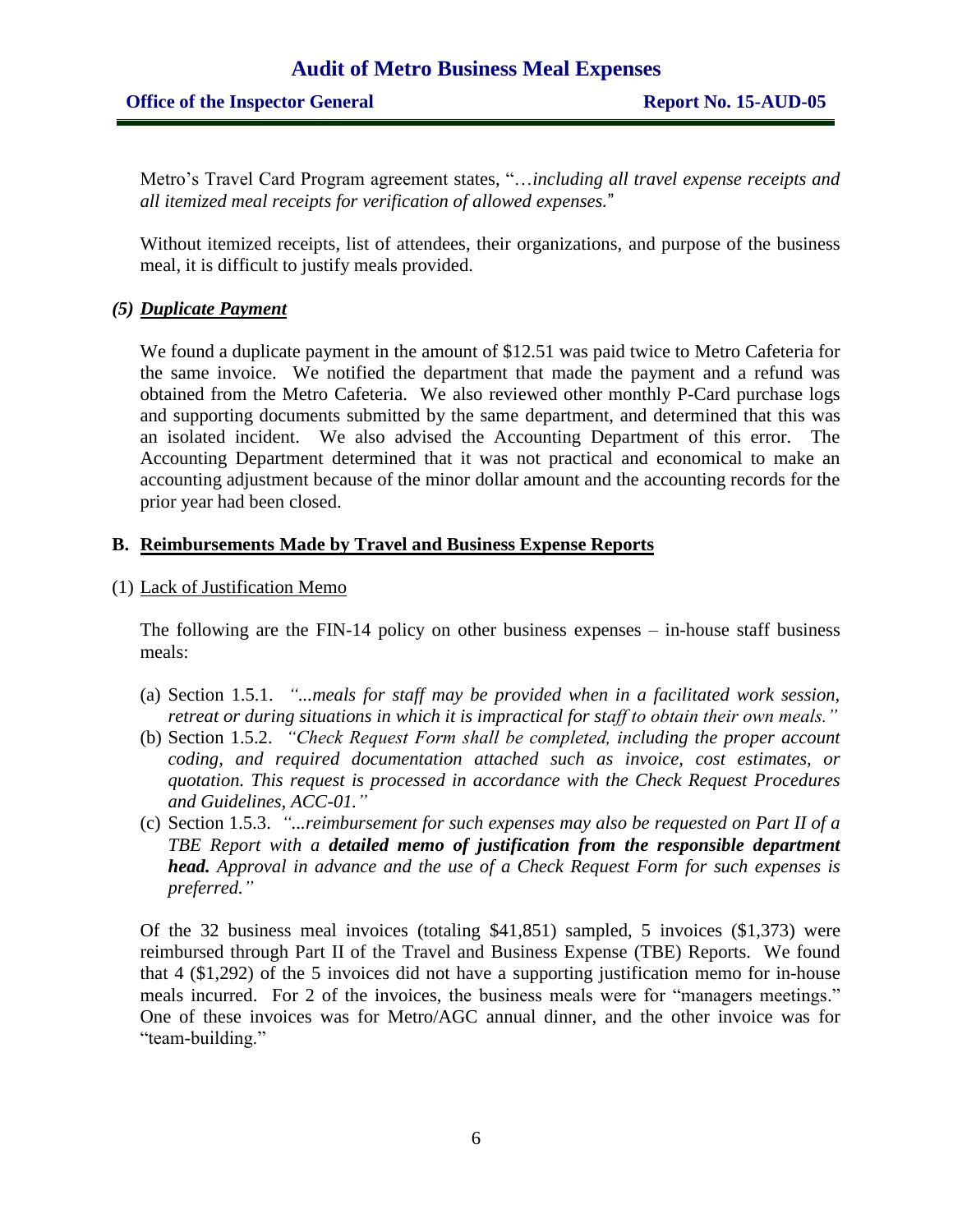Metro's Travel Card Program agreement states, "…*including all travel expense receipts and all itemized meal receipts for verification of allowed expenses.*"

Without itemized receipts, list of attendees, their organizations, and purpose of the business meal, it is difficult to justify meals provided.

### *(5) Duplicate Payment*

We found a duplicate payment in the amount of $12.51 was paid twice to Metro Cafeteria for the same invoice. We notified the department that made the payment and a refund was obtained from the Metro Cafeteria. We also reviewed other monthly P-Card purchase logs and supporting documents submitted by the same department, and determined that this was an isolated incident. We also advised the Accounting Department of this error. The Accounting Department determined that it was not practical and economical to make an accounting adjustment because of the minor dollar amount and the accounting records for the prior year had been closed.

## B. Reimbursements Made by Travel and Business Expense Reports

(1) Lack of Justification Memo

The following are the FIN-14 policy on other business expenses – in-house staff business meals:

(a) Section 1.5.1. *"...meals for staff may be provided when in a facilitated work session, retreat or during situations in which it is impractical for staff to obtain their own meals."*

(b) Section 1.5.2. *"Check Request Form shall be completed, including the proper account coding, and required documentation attached such as invoice, cost estimates, or quotation. This request is processed in accordance with the Check Request Procedures and Guidelines, ACC-01."*

(c) Section 1.5.3. *"...reimbursement for such expenses may also be requested on Part II of a TBE Report with a* ***detailed memo of justification from the responsible department head.*** *Approval in advance and the use of a Check Request Form for such expenses is preferred."*

Of the 32 business meal invoices (totaling $41,851) sampled, 5 invoices ($1,373) were reimbursed through Part II of the Travel and Business Expense (TBE) Reports. We found that 4 ($1,292) of the 5 invoices did not have a supporting justification memo for in-house meals incurred. For 2 of the invoices, the business meals were for "managers meetings." One of these invoices was for Metro/AGC annual dinner, and the other invoice was for "team-building."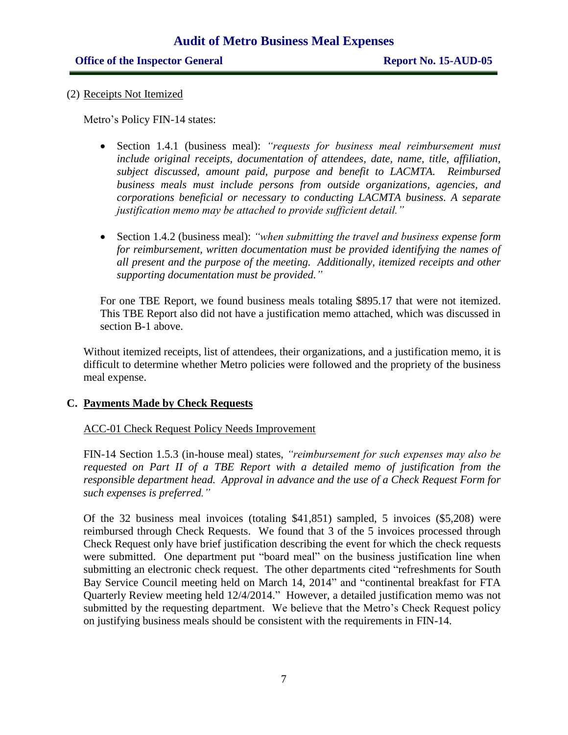(2) Receipts Not Itemized

Metro's Policy FIN-14 states:

- Section 1.4.1 (business meal): *"requests for business meal reimbursement must include original receipts, documentation of attendees, date, name, title, affiliation, subject discussed, amount paid, purpose and benefit to LACMTA. Reimbursed business meals must include persons from outside organizations, agencies, and corporations beneficial or necessary to conducting LACMTA business. A separate justification memo may be attached to provide sufficient detail."*

- Section 1.4.2 (business meal): *"when submitting the travel and business expense form for reimbursement, written documentation must be provided identifying the names of all present and the purpose of the meeting. Additionally, itemized receipts and other supporting documentation must be provided."*

For one TBE Report, we found business meals totaling $895.17 that were not itemized. This TBE Report also did not have a justification memo attached, which was discussed in section B-1 above.

Without itemized receipts, list of attendees, their organizations, and a justification memo, it is difficult to determine whether Metro policies were followed and the propriety of the business meal expense.

## C. Payments Made by Check Requests

ACC-01 Check Request Policy Needs Improvement

FIN-14 Section 1.5.3 (in-house meal) states, *"reimbursement for such expenses may also be requested on Part II of a TBE Report with a detailed memo of justification from the responsible department head. Approval in advance and the use of a Check Request Form for such expenses is preferred."*

Of the 32 business meal invoices (totaling $41,851) sampled, 5 invoices ($5,208) were reimbursed through Check Requests. We found that 3 of the 5 invoices processed through Check Request only have brief justification describing the event for which the check requests were submitted. One department put "board meal" on the business justification line when submitting an electronic check request. The other departments cited "refreshments for South Bay Service Council meeting held on March 14, 2014" and "continental breakfast for FTA Quarterly Review meeting held 12/4/2014." However, a detailed justification memo was not submitted by the requesting department. We believe that the Metro's Check Request policy on justifying business meals should be consistent with the requirements in FIN-14.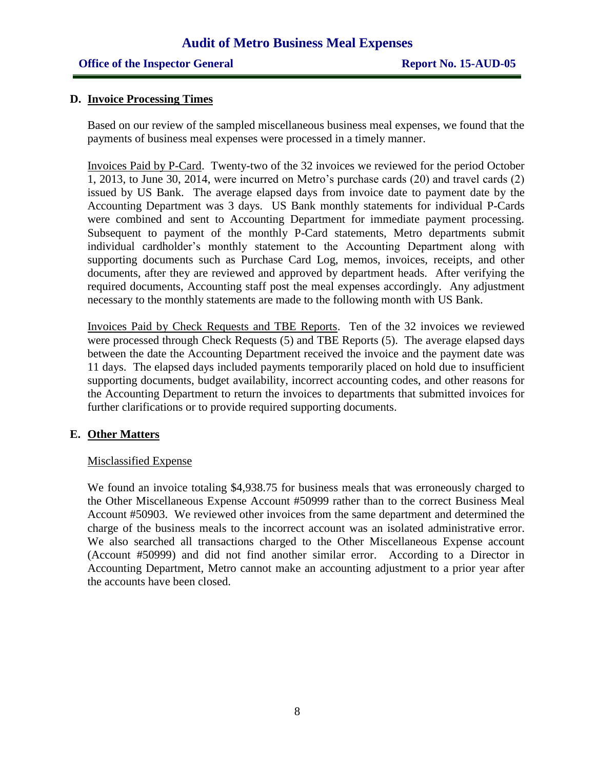## D. Invoice Processing Times

Based on our review of the sampled miscellaneous business meal expenses, we found that the payments of business meal expenses were processed in a timely manner.

Invoices Paid by P-Card. Twenty-two of the 32 invoices we reviewed for the period October 1, 2013, to June 30, 2014, were incurred on Metro's purchase cards (20) and travel cards (2) issued by US Bank. The average elapsed days from invoice date to payment date by the Accounting Department was 3 days. US Bank monthly statements for individual P-Cards were combined and sent to Accounting Department for immediate payment processing. Subsequent to payment of the monthly P-Card statements, Metro departments submit individual cardholder's monthly statement to the Accounting Department along with supporting documents such as Purchase Card Log, memos, invoices, receipts, and other documents, after they are reviewed and approved by department heads. After verifying the required documents, Accounting staff post the meal expenses accordingly. Any adjustment necessary to the monthly statements are made to the following month with US Bank.

Invoices Paid by Check Requests and TBE Reports. Ten of the 32 invoices we reviewed were processed through Check Requests (5) and TBE Reports (5). The average elapsed days between the date the Accounting Department received the invoice and the payment date was 11 days. The elapsed days included payments temporarily placed on hold due to insufficient supporting documents, budget availability, incorrect accounting codes, and other reasons for the Accounting Department to return the invoices to departments that submitted invoices for further clarifications or to provide required supporting documents.

## E. Other Matters

Misclassified Expense

We found an invoice totaling $4,938.75 for business meals that was erroneously charged to the Other Miscellaneous Expense Account #50999 rather than to the correct Business Meal Account #50903. We reviewed other invoices from the same department and determined the charge of the business meals to the incorrect account was an isolated administrative error. We also searched all transactions charged to the Other Miscellaneous Expense account (Account #50999) and did not find another similar error. According to a Director in Accounting Department, Metro cannot make an accounting adjustment to a prior year after the accounts have been closed.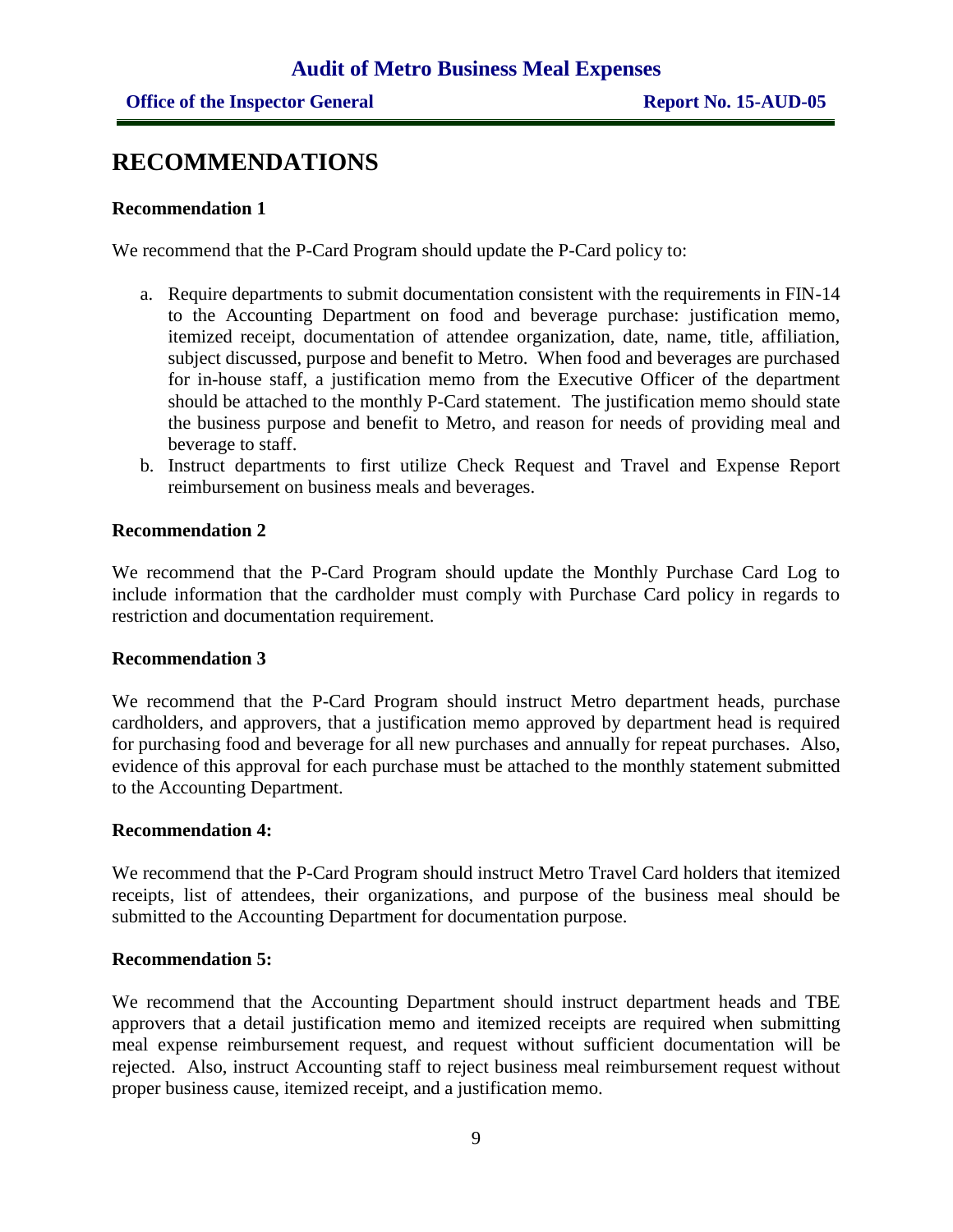# RECOMMENDATIONS

**Recommendation 1**

We recommend that the P-Card Program should update the P-Card policy to:

a. Require departments to submit documentation consistent with the requirements in FIN-14 to the Accounting Department on food and beverage purchase: justification memo, itemized receipt, documentation of attendee organization, date, name, title, affiliation, subject discussed, purpose and benefit to Metro. When food and beverages are purchased for in-house staff, a justification memo from the Executive Officer of the department should be attached to the monthly P-Card statement. The justification memo should state the business purpose and benefit to Metro, and reason for needs of providing meal and beverage to staff.
b. Instruct departments to first utilize Check Request and Travel and Expense Report reimbursement on business meals and beverages.

**Recommendation 2**

We recommend that the P-Card Program should update the Monthly Purchase Card Log to include information that the cardholder must comply with Purchase Card policy in regards to restriction and documentation requirement.

**Recommendation 3**

We recommend that the P-Card Program should instruct Metro department heads, purchase cardholders, and approvers, that a justification memo approved by department head is required for purchasing food and beverage for all new purchases and annually for repeat purchases. Also, evidence of this approval for each purchase must be attached to the monthly statement submitted to the Accounting Department.

**Recommendation 4:**

We recommend that the P-Card Program should instruct Metro Travel Card holders that itemized receipts, list of attendees, their organizations, and purpose of the business meal should be submitted to the Accounting Department for documentation purpose.

**Recommendation 5:**

We recommend that the Accounting Department should instruct department heads and TBE approvers that a detail justification memo and itemized receipts are required when submitting meal expense reimbursement request, and request without sufficient documentation will be rejected. Also, instruct Accounting staff to reject business meal reimbursement request without proper business cause, itemized receipt, and a justification memo.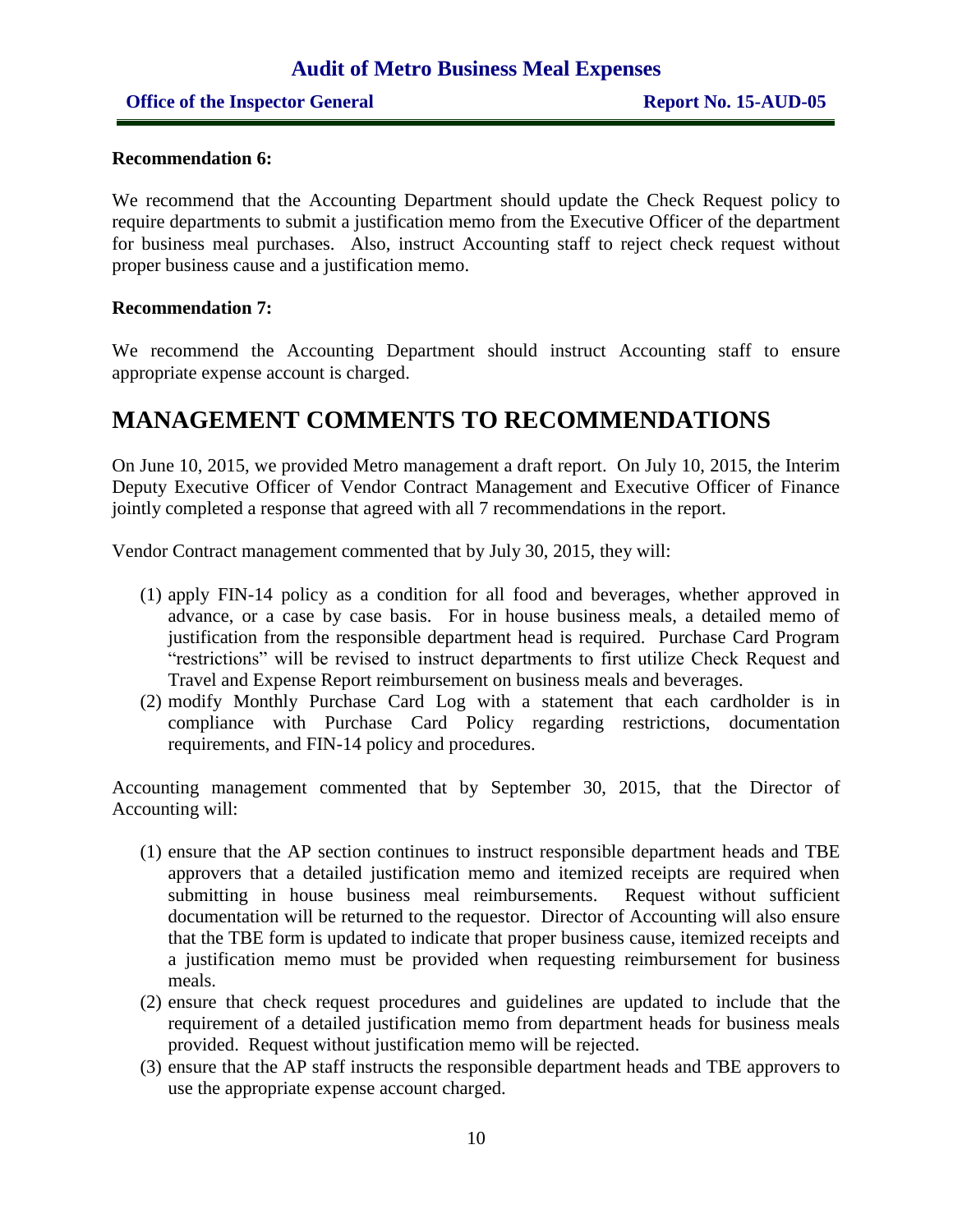**Recommendation 6:**

We recommend that the Accounting Department should update the Check Request policy to require departments to submit a justification memo from the Executive Officer of the department for business meal purchases. Also, instruct Accounting staff to reject check request without proper business cause and a justification memo.

**Recommendation 7:**

We recommend the Accounting Department should instruct Accounting staff to ensure appropriate expense account is charged.

# MANAGEMENT COMMENTS TO RECOMMENDATIONS

On June 10, 2015, we provided Metro management a draft report. On July 10, 2015, the Interim Deputy Executive Officer of Vendor Contract Management and Executive Officer of Finance jointly completed a response that agreed with all 7 recommendations in the report.

Vendor Contract management commented that by July 30, 2015, they will:

(1) apply FIN-14 policy as a condition for all food and beverages, whether approved in advance, or a case by case basis. For in house business meals, a detailed memo of justification from the responsible department head is required. Purchase Card Program "restrictions" will be revised to instruct departments to first utilize Check Request and Travel and Expense Report reimbursement on business meals and beverages.
(2) modify Monthly Purchase Card Log with a statement that each cardholder is in compliance with Purchase Card Policy regarding restrictions, documentation requirements, and FIN-14 policy and procedures.

Accounting management commented that by September 30, 2015, that the Director of Accounting will:

(1) ensure that the AP section continues to instruct responsible department heads and TBE approvers that a detailed justification memo and itemized receipts are required when submitting in house business meal reimbursements. Request without sufficient documentation will be returned to the requestor. Director of Accounting will also ensure that the TBE form is updated to indicate that proper business cause, itemized receipts and a justification memo must be provided when requesting reimbursement for business meals.
(2) ensure that check request procedures and guidelines are updated to include that the requirement of a detailed justification memo from department heads for business meals provided. Request without justification memo will be rejected.
(3) ensure that the AP staff instructs the responsible department heads and TBE approvers to use the appropriate expense account charged.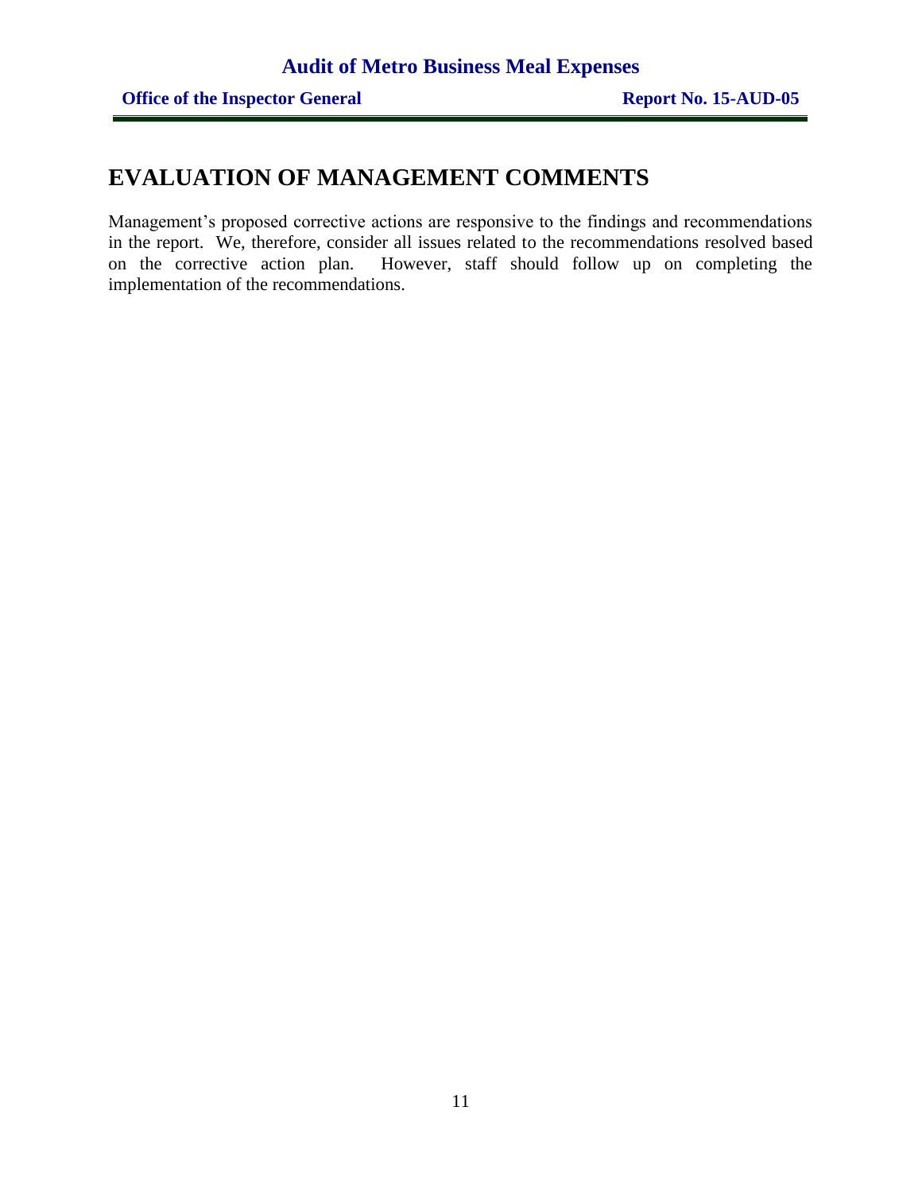# EVALUATION OF MANAGEMENT COMMENTS

Management's proposed corrective actions are responsive to the findings and recommendations in the report. We, therefore, consider all issues related to the recommendations resolved based on the corrective action plan. However, staff should follow up on completing the implementation of the recommendations.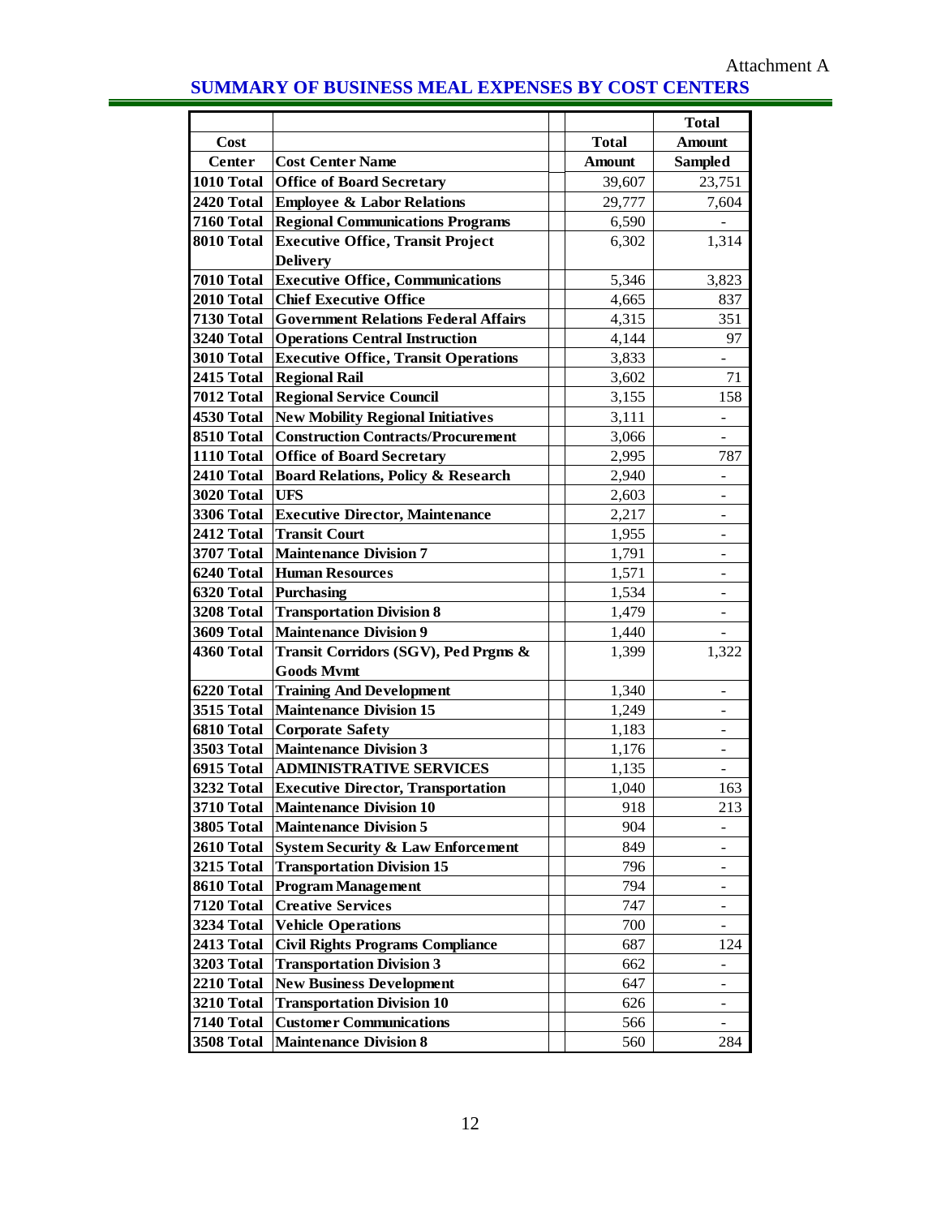Attachment A

## SUMMARY OF BUSINESS MEAL EXPENSES BY COST CENTERS

| Cost Center | Cost Center Name | | Total Amount | Total Amount Sampled |
|---|---|---|---|---|
| 1010 Total | Office of Board Secretary | | 39,607 | 23,751 |
| 2420 Total | Employee & Labor Relations | | 29,777 | 7,604 |
| 7160 Total | Regional Communications Programs | | 6,590 | - |
| 8010 Total | Executive Office, Transit Project Delivery | | 6,302 | 1,314 |
| 7010 Total | Executive Office, Communications | | 5,346 | 3,823 |
| 2010 Total | Chief Executive Office | | 4,665 | 837 |
| 7130 Total | Government Relations Federal Affairs | | 4,315 | 351 |
| 3240 Total | Operations Central Instruction | | 4,144 | 97 |
| 3010 Total | Executive Office, Transit Operations | | 3,833 | - |
| 2415 Total | Regional Rail | | 3,602 | 71 |
| 7012 Total | Regional Service Council | | 3,155 | 158 |
| 4530 Total | New Mobility Regional Initiatives | | 3,111 | - |
| 8510 Total | Construction Contracts/Procurement | | 3,066 | - |
| 1110 Total | Office of Board Secretary | | 2,995 | 787 |
| 2410 Total | Board Relations, Policy & Research | | 2,940 | - |
| 3020 Total | UFS | | 2,603 | - |
| 3306 Total | Executive Director, Maintenance | | 2,217 | - |
| 2412 Total | Transit Court | | 1,955 | - |
| 3707 Total | Maintenance Division 7 | | 1,791 | - |
| 6240 Total | Human Resources | | 1,571 | - |
| 6320 Total | Purchasing | | 1,534 | - |
| 3208 Total | Transportation Division 8 | | 1,479 | - |
| 3609 Total | Maintenance Division 9 | | 1,440 | - |
| 4360 Total | Transit Corridors (SGV), Ped Prgms & Goods Mvmt | | 1,399 | 1,322 |
| 6220 Total | Training And Development | | 1,340 | - |
| 3515 Total | Maintenance Division 15 | | 1,249 | - |
| 6810 Total | Corporate Safety | | 1,183 | - |
| 3503 Total | Maintenance Division 3 | | 1,176 | - |
| 6915 Total | ADMINISTRATIVE SERVICES | | 1,135 | - |
| 3232 Total | Executive Director, Transportation | | 1,040 | 163 |
| 3710 Total | Maintenance Division 10 | | 918 | 213 |
| 3805 Total | Maintenance Division 5 | | 904 | - |
| 2610 Total | System Security & Law Enforcement | | 849 | - |
| 3215 Total | Transportation Division 15 | | 796 | - |
| 8610 Total | Program Management | | 794 | - |
| 7120 Total | Creative Services | | 747 | - |
| 3234 Total | Vehicle Operations | | 700 | - |
| 2413 Total | Civil Rights Programs Compliance | | 687 | 124 |
| 3203 Total | Transportation Division 3 | | 662 | - |
| 2210 Total | New Business Development | | 647 | - |
| 3210 Total | Transportation Division 10 | | 626 | - |
| 7140 Total | Customer Communications | | 566 | - |
| 3508 Total | Maintenance Division 8 | | 560 | 284 |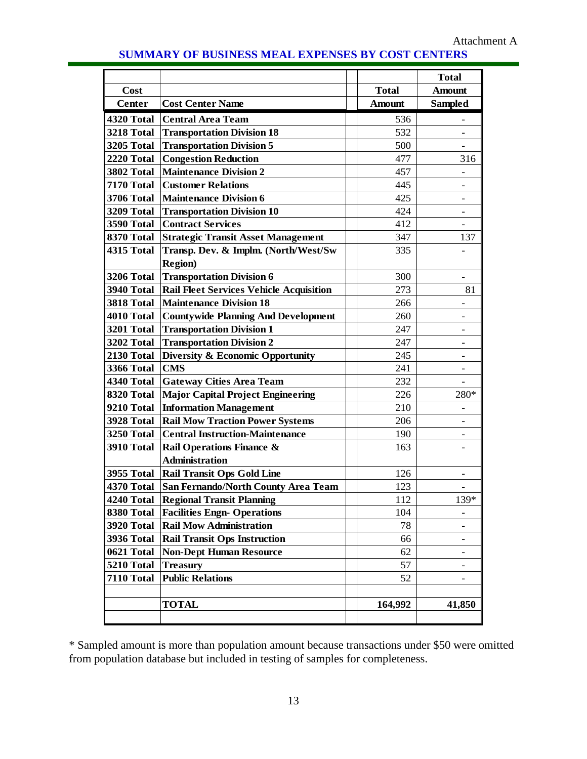Attachment A

## SUMMARY OF BUSINESS MEAL EXPENSES BY COST CENTERS

| Cost Center | Cost Center Name | | Total Amount | Total Amount Sampled |
|---|---|---|---|---|
| 4320 Total | Central Area Team | | 536 | - |
| 3218 Total | Transportation Division 18 | | 532 | - |
| 3205 Total | Transportation Division 5 | | 500 | - |
| 2220 Total | Congestion Reduction | | 477 | 316 |
| 3802 Total | Maintenance Division 2 | | 457 | - |
| 7170 Total | Customer Relations | | 445 | - |
| 3706 Total | Maintenance Division 6 | | 425 | - |
| 3209 Total | Transportation Division 10 | | 424 | - |
| 3590 Total | Contract Services | | 412 | - |
| 8370 Total | Strategic Transit Asset Management | | 347 | 137 |
| 4315 Total | Transp. Dev. & Implm. (North/West/Sw Region) | | 335 | - |
| 3206 Total | Transportation Division 6 | | 300 | - |
| 3940 Total | Rail Fleet Services Vehicle Acquisition | | 273 | 81 |
| 3818 Total | Maintenance Division 18 | | 266 | - |
| 4010 Total | Countywide Planning And Development | | 260 | - |
| 3201 Total | Transportation Division 1 | | 247 | - |
| 3202 Total | Transportation Division 2 | | 247 | - |
| 2130 Total | Diversity & Economic Opportunity | | 245 | - |
| 3366 Total | CMS | | 241 | - |
| 4340 Total | Gateway Cities Area Team | | 232 | - |
| 8320 Total | Major Capital Project Engineering | | 226 | 280* |
| 9210 Total | Information Management | | 210 | - |
| 3928 Total | Rail Mow Traction Power Systems | | 206 | - |
| 3250 Total | Central Instruction-Maintenance | | 190 | - |
| 3910 Total | Rail Operations Finance & Administration | | 163 | - |
| 3955 Total | Rail Transit Ops Gold Line | | 126 | - |
| 4370 Total | San Fernando/North County Area Team | | 123 | - |
| 4240 Total | Regional Transit Planning | | 112 | 139* |
| 8380 Total | Facilities Engn- Operations | | 104 | - |
| 3920 Total | Rail Mow Administration | | 78 | - |
| 3936 Total | Rail Transit Ops Instruction | | 66 | - |
| 0621 Total | Non-Dept Human Resource | | 62 | - |
| 5210 Total | Treasury | | 57 | - |
| 7110 Total | Public Relations | | 52 | - |
| | | | | |
| | TOTAL | | 164,992 | 41,850 |

* Sampled amount is more than population amount because transactions under $50 were omitted from population database but included in testing of samples for completeness.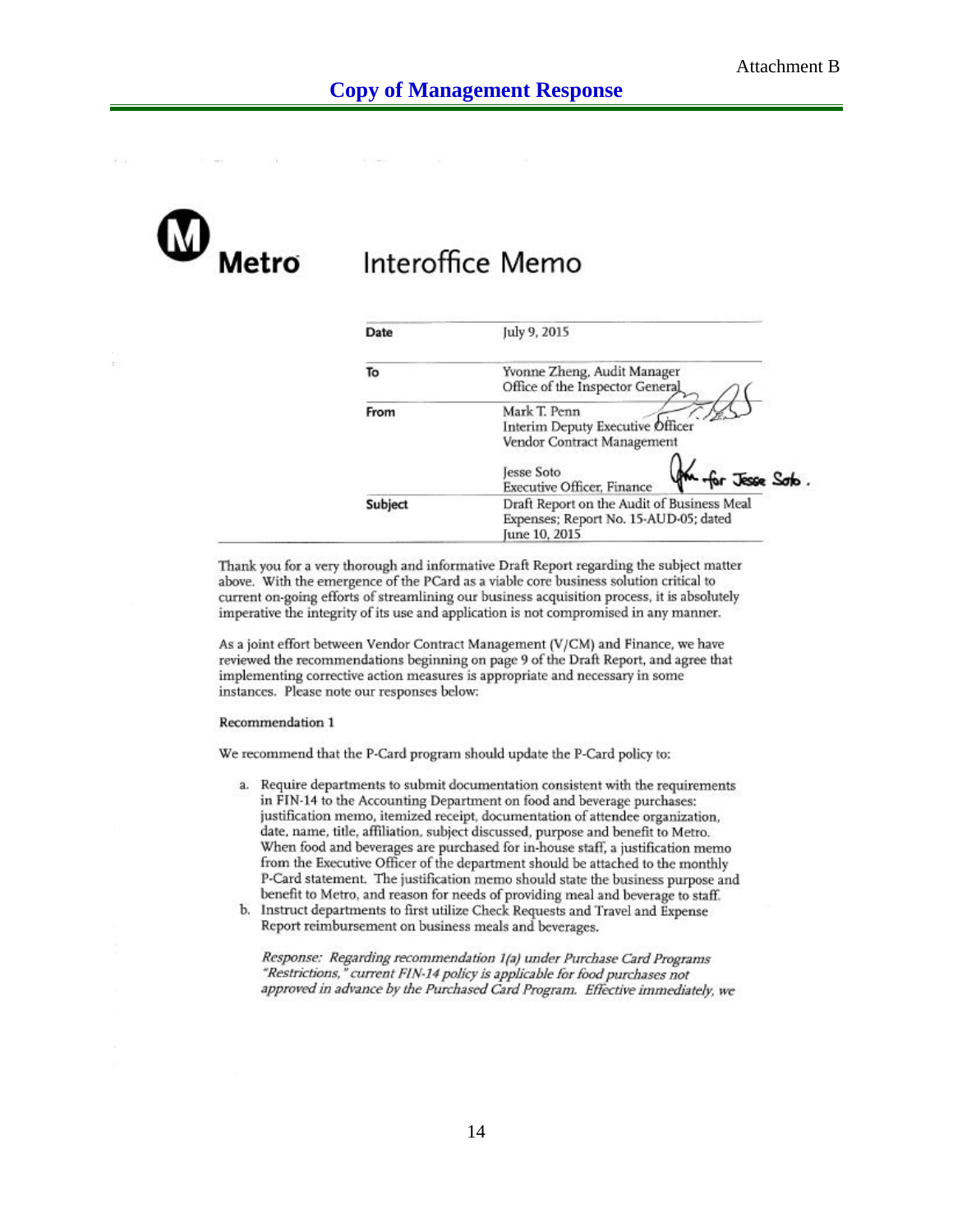Attachment B

# Copy of Management Response

**Metro** Interoffice Memo

| | |
|---|---|
| **Date** | July 9, 2015 |
| **To** | Yvonne Zheng, Audit Manager<br>Office of the Inspector General |
| **From** | Mark T. Penn<br>Interim Deputy Executive Officer<br>Vendor Contract Management<br><br>Jesse Soto<br>Executive Officer, Finance |
| **Subject** | Draft Report on the Audit of Business Meal Expenses; Report No. 15-AUD-05; dated June 10, 2015 |

Thank you for a very thorough and informative Draft Report regarding the subject matter above. With the emergence of the PCard as a viable core business solution critical to current on-going efforts of streamlining our business acquisition process, it is absolutely imperative the integrity of its use and application is not compromised in any manner.

As a joint effort between Vendor Contract Management (V/CM) and Finance, we have reviewed the recommendations beginning on page 9 of the Draft Report, and agree that implementing corrective action measures is appropriate and necessary in some instances. Please note our responses below:

Recommendation 1

We recommend that the P-Card program should update the P-Card policy to:

a. Require departments to submit documentation consistent with the requirements in FIN-14 to the Accounting Department on food and beverage purchases: justification memo, itemized receipt, documentation of attendee organization, date, name, title, affiliation, subject discussed, purpose and benefit to Metro. When food and beverages are purchased for in-house staff, a justification memo from the Executive Officer of the department should be attached to the monthly P-Card statement. The justification memo should state the business purpose and benefit to Metro, and reason for needs of providing meal and beverage to staff.

b. Instruct departments to first utilize Check Requests and Travel and Expense Report reimbursement on business meals and beverages.

*Response: Regarding recommendation 1(a) under Purchase Card Programs "Restrictions," current FIN-14 policy is applicable for food purchases not approved in advance by the Purchased Card Program. Effective immediately, we*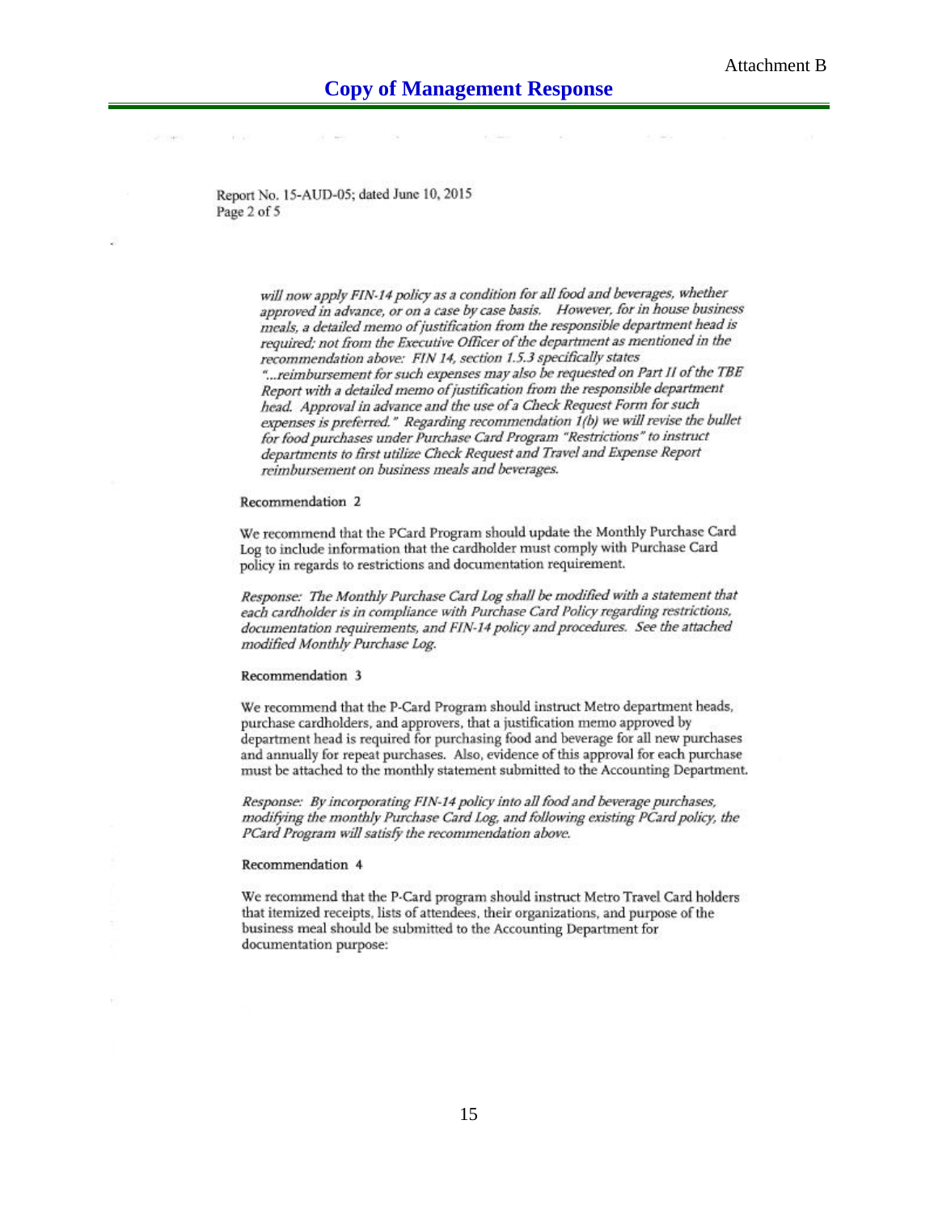Attachment B

## Copy of Management Response

Report No. 15-AUD-05; dated June 10, 2015

*will now apply FIN-14 policy as a condition for all food and beverages, whether approved in advance, or on a case by case basis. However, for in house business meals, a detailed memo of justification from the responsible department head is required; not from the Executive Officer of the department as mentioned in the recommendation above: FIN 14, section 1.5.3 specifically states "...reimbursement for such expenses may also be requested on Part II of the TBE Report with a detailed memo of justification from the responsible department head. Approval in advance and the use of a Check Request Form for such expenses is preferred." Regarding recommendation 1(b) we will revise the bullet for food purchases under Purchase Card Program "Restrictions" to instruct departments to first utilize Check Request and Travel and Expense Report reimbursement on business meals and beverages.*

Recommendation 2

We recommend that the PCard Program should update the Monthly Purchase Card Log to include information that the cardholder must comply with Purchase Card policy in regards to restrictions and documentation requirement.

*Response: The Monthly Purchase Card Log shall be modified with a statement that each cardholder is in compliance with Purchase Card Policy regarding restrictions, documentation requirements, and FIN-14 policy and procedures. See the attached modified Monthly Purchase Log.*

Recommendation 3

We recommend that the P-Card Program should instruct Metro department heads, purchase cardholders, and approvers, that a justification memo approved by department head is required for purchasing food and beverage for all new purchases and annually for repeat purchases. Also, evidence of this approval for each purchase must be attached to the monthly statement submitted to the Accounting Department.

*Response: By incorporating FIN-14 policy into all food and beverage purchases, modifying the monthly Purchase Card Log, and following existing PCard policy, the PCard Program will satisfy the recommendation above.*

Recommendation 4

We recommend that the P-Card program should instruct Metro Travel Card holders that itemized receipts, lists of attendees, their organizations, and purpose of the business meal should be submitted to the Accounting Department for documentation purpose: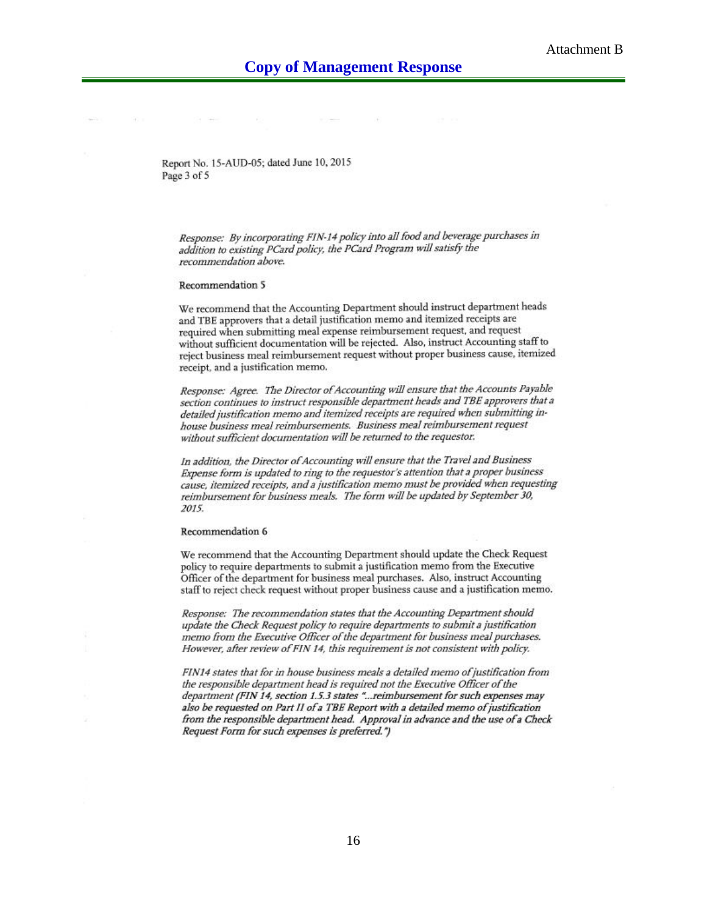Attachment B

## Copy of Management Response

Report No. 15-AUD-05; dated June 10, 2015

*Response: By incorporating FIN-14 policy into all food and beverage purchases in addition to existing PCard policy, the PCard Program will satisfy the recommendation above.*

Recommendation 5

We recommend that the Accounting Department should instruct department heads and TBE approvers that a detail justification memo and itemized receipts are required when submitting meal expense reimbursement request, and request without sufficient documentation will be rejected. Also, instruct Accounting staff to reject business meal reimbursement request without proper business cause, itemized receipt, and a justification memo.

*Response: Agree. The Director of Accounting will ensure that the Accounts Payable section continues to instruct responsible department heads and TBE approvers that a detailed justification memo and itemized receipts are required when submitting in-house business meal reimbursements. Business meal reimbursement request without sufficient documentation will be returned to the requestor.*

*In addition, the Director of Accounting will ensure that the Travel and Business Expense form is updated to ring to the requestor's attention that a proper business cause, itemized receipts, and a justification memo must be provided when requesting reimbursement for business meals. The form will be updated by September 30, 2015.*

Recommendation 6

We recommend that the Accounting Department should update the Check Request policy to require departments to submit a justification memo from the Executive Officer of the department for business meal purchases. Also, instruct Accounting staff to reject check request without proper business cause and a justification memo.

*Response: The recommendation states that the Accounting Department should update the Check Request policy to require departments to submit a justification memo from the Executive Officer of the department for business meal purchases. However, after review of FIN 14, this requirement is not consistent with policy.*

*FIN14 states that for in house business meals a detailed memo of justification from the responsible department head is required not the Executive Officer of the department (**FIN 14, section 1.5.3 states "...reimbursement for such expenses may also be requested on Part II of a TBE Report with a detailed memo of justification from the responsible department head. Approval in advance and the use of a Check Request Form for such expenses is preferred."**)*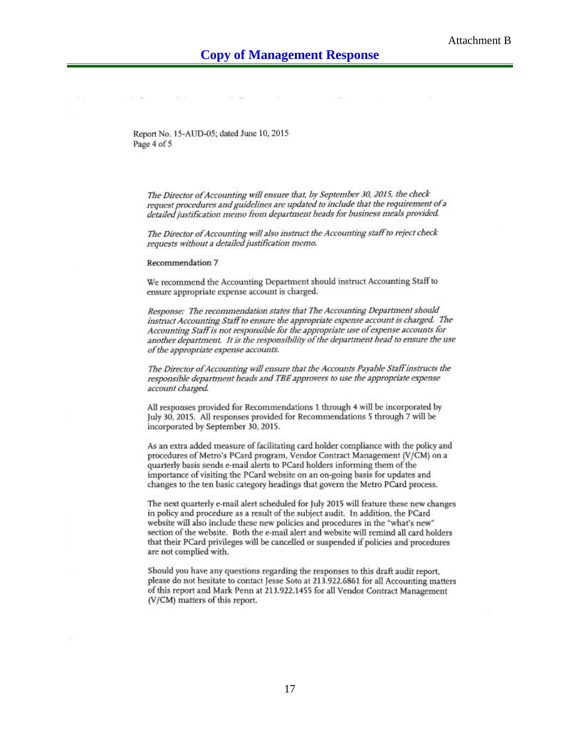Attachment B

## Copy of Management Response

Report No. 15-AUD-05; dated June 10, 2015
Page 4 of 5

*The Director of Accounting will ensure that, by September 30, 2015, the check request procedures and guidelines are updated to include that the requirement of a detailed justification memo from department heads for business meals provided.*

*The Director of Accounting will also instruct the Accounting staff to reject check requests without a detailed justification memo.*

Recommendation 7

We recommend the Accounting Department should instruct Accounting Staff to ensure appropriate expense account is charged.

*Response: The recommendation states that The Accounting Department should instruct Accounting Staff to ensure the appropriate expense account is charged. The Accounting Staff is not responsible for the appropriate use of expense accounts for another department. It is the responsibility of the department head to ensure the use of the appropriate expense accounts.*

*The Director of Accounting will ensure that the Accounts Payable Staff instructs the responsible department heads and TBE approvers to use the appropriate expense account charged.*

All responses provided for Recommendations 1 through 4 will be incorporated by July 30, 2015. All responses provided for Recommendations 5 through 7 will be incorporated by September 30, 2015.

As an extra added measure of facilitating card holder compliance with the policy and procedures of Metro's PCard program, Vendor Contract Management (V/CM) on a quarterly basis sends e-mail alerts to PCard holders informing them of the importance of visiting the PCard website on an on-going basis for updates and changes to the ten basic category headings that govern the Metro PCard process.

The next quarterly e-mail alert scheduled for July 2015 will feature these new changes in policy and procedure as a result of the subject audit. In addition, the PCard website will also include these new policies and procedures in the "what's new" section of the website. Both the e-mail alert and website will remind all card holders that their PCard privileges will be cancelled or suspended if policies and procedures are not complied with.

Should you have any questions regarding the responses to this draft audit report, please do not hesitate to contact Jesse Soto at 213.922.6861 for all Accounting matters of this report and Mark Penn at 213.922.1455 for all Vendor Contract Management (V/CM) matters of this report.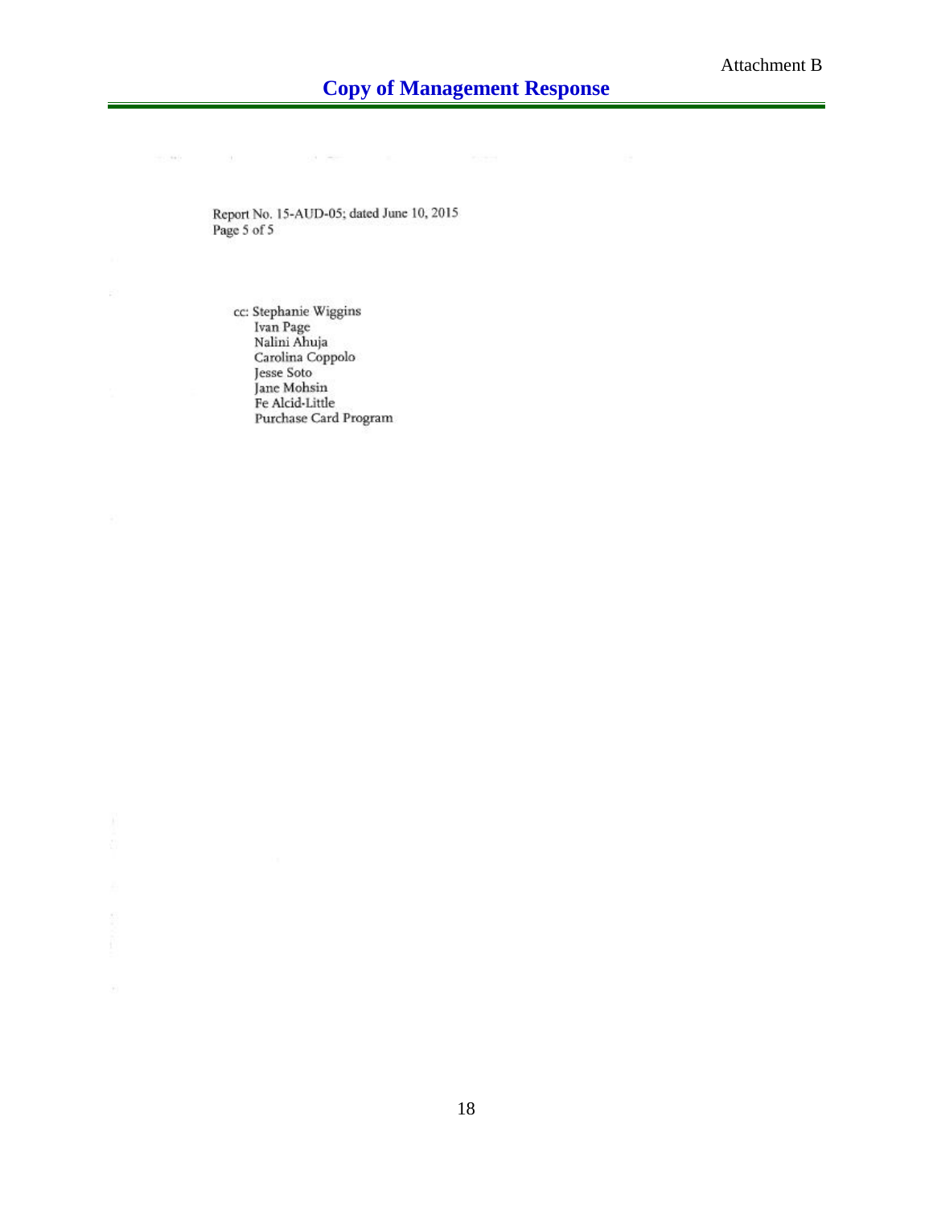Attachment B

## Copy of Management Response

Report No. 15-AUD-05; dated June 10, 2015
Page 5 of 5

cc: Stephanie Wiggins
Ivan Page
Nalini Ahuja
Carolina Coppolo
Jesse Soto
Jane Mohsin
Fe Alcid-Little
Purchase Card Program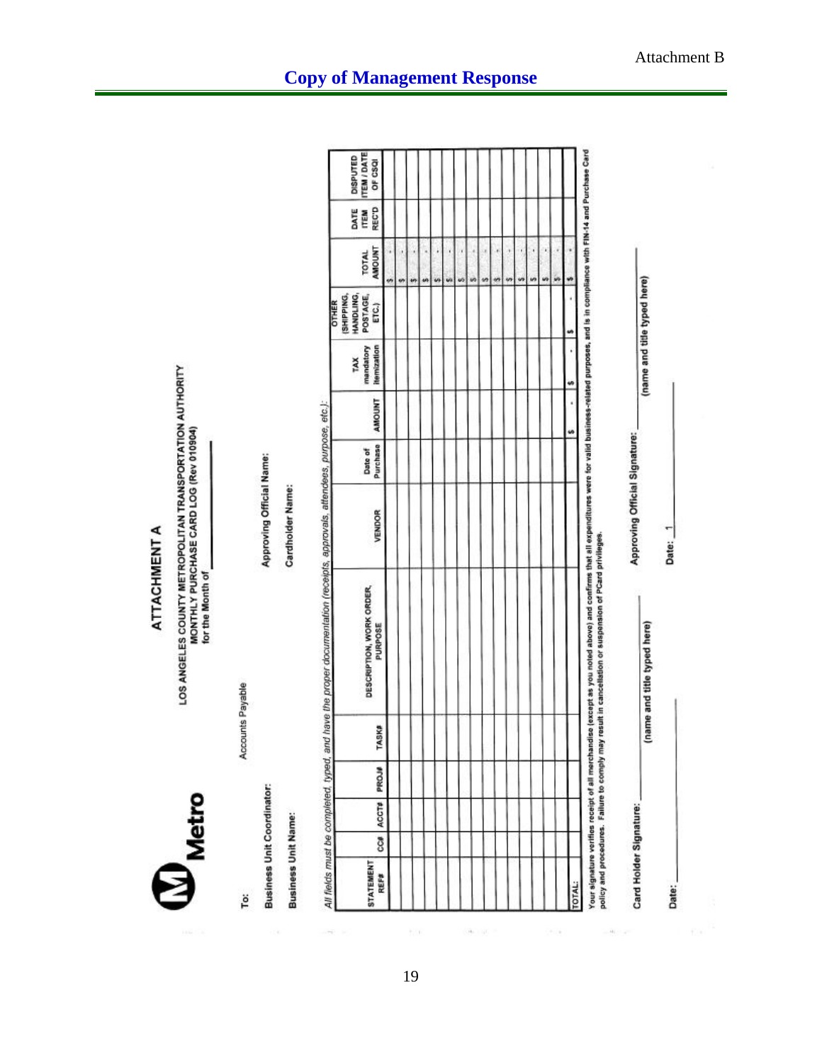Attachment B

## Copy of Management Response

### ATTACHMENT A

Metro

**LOS ANGELES COUNTY METROPOLITAN TRANSPORTATION AUTHORITY**
**MONTHLY PURCHASE CARD LOG (Rev 010904)**
**for the Month of** ______________

**To:** Accounts Payable

**Business Unit Coordinator:**

**Approving Official Name:**

**Business Unit Name:**

**Cardholder Name:**

*All fields must be completed, typed, and have the proper documentation (receipts, approvals, attendees, purpose, etc.):*

| STATEMENT REF# | CC# | ACCT# | PROJ# | TASK# | DESCRIPTION, WORK ORDER, PURPOSE | VENDOR | Date of Purchase | AMOUNT | TAX mandatory itemization | OTHER (SHIPPING, HANDLING, POSTAGE, ETC.) | TOTAL AMOUNT | DATE ITEM REC'D | DISPUTED ITEM / DATE OF CSQI |
|---|---|---|---|---|---|---|---|---|---|---|---|---|---|
| | | | | | | | | | | | $ - | | |
| | | | | | | | | | | | $ - | | |
| | | | | | | | | | | | $ - | | |
| | | | | | | | | | | | $ - | | |
| | | | | | | | | | | | $ - | | |
| | | | | | | | | | | | $ - | | |
| | | | | | | | | | | | $ - | | |
| | | | | | | | | | | | $ - | | |
| | | | | | | | | | | | $ - | | |
| | | | | | | | | | | | $ - | | |
| | | | | | | | | | | | $ - | | |
| | | | | | | | | | | | $ - | | |
| | | | | | | | | | | | $ - | | |
| | | | | | | | | | | | $ - | | |
| TOTAL: | | | | | | | | $ - | $ - | $ - | $ - | | |

Your signature verifies receipt of all merchandise (except as you noted above) and confirms that all expenditures were for valid business-related purposes, and is in compliance with FIN-14 and Purchase Card policy and procedures. Failure to comply may result in cancellation or suspension of PCard privileges.

Card Holder Signature: ______________
(name and title typed here)

Date: ______________

Approving Official Signature: ______________
(name and title typed here)

Date: ______________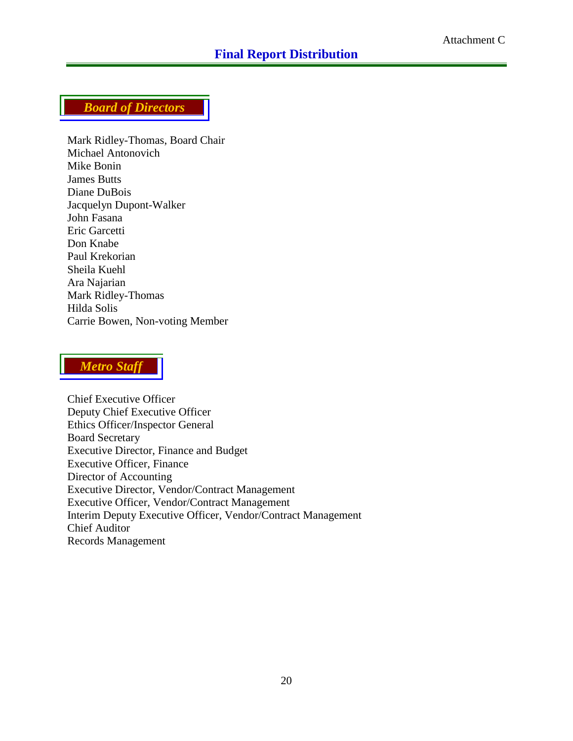Attachment C

# Final Report Distribution

## *Board of Directors*

Mark Ridley-Thomas, Board Chair
Michael Antonovich
Mike Bonin
James Butts
Diane DuBois
Jacquelyn Dupont-Walker
John Fasana
Eric Garcetti
Don Knabe
Paul Krekorian
Sheila Kuehl
Ara Najarian
Mark Ridley-Thomas
Hilda Solis
Carrie Bowen, Non-voting Member

## *Metro Staff*

Chief Executive Officer
Deputy Chief Executive Officer
Ethics Officer/Inspector General
Board Secretary
Executive Director, Finance and Budget
Executive Officer, Finance
Director of Accounting
Executive Director, Vendor/Contract Management
Executive Officer, Vendor/Contract Management
Interim Deputy Executive Officer, Vendor/Contract Management
Chief Auditor
Records Management